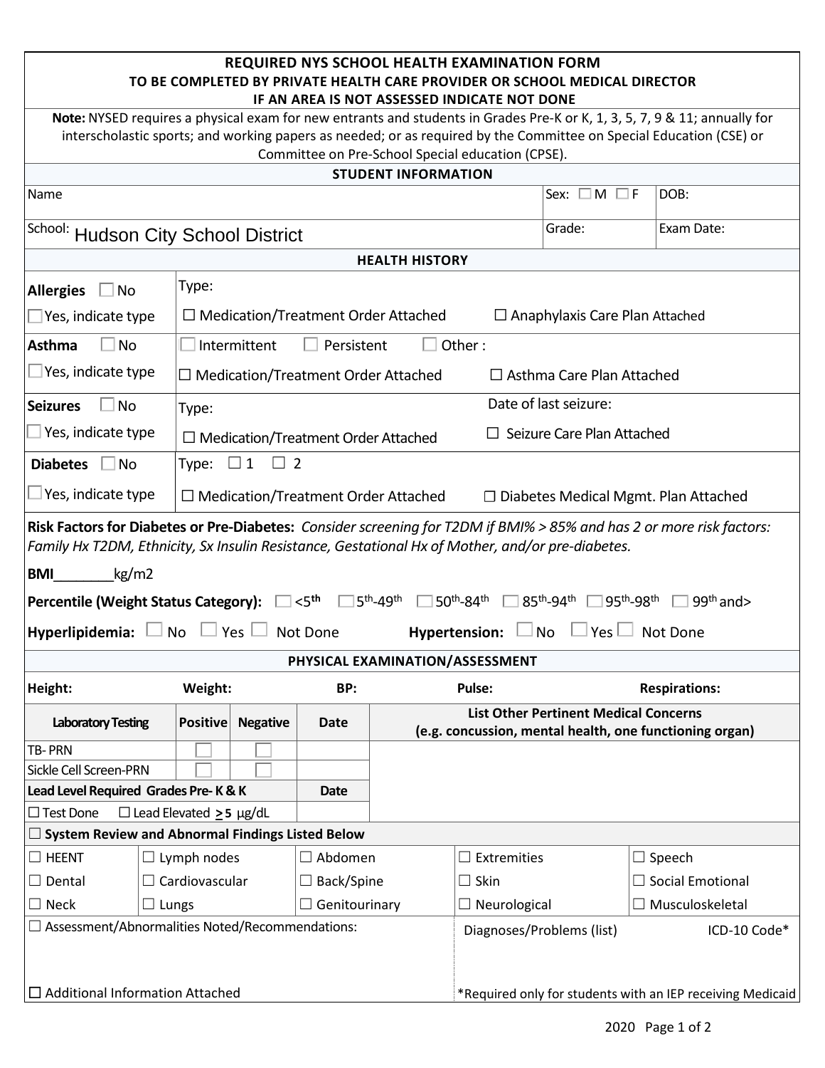# REQUIRED NYS SCHOOL HEALTH EXAMINATION FORM

**TO BE COMPLETED BY PRIVATE HEALTH CARE PROVIDER OR SCHOOL MEDICAL DIRECTOR**

**IF AN AREA IS NOT ASSESSED INDICATE NOT DONE**

**Note:** NYSED requires a physical exam for new entrants and students in Grades Pre-K or K, 1, 3, 5, 7, 9 & 11; annually for interscholastic sports; and working papers as needed; or as required by the Committee on Special Education (CSE) or Committee on Pre-School Special education (CPSE).

## STUDENT INFORMATION

| Name | Sex: ☐ M ☐ F | DOB: |
|---|---|---|
| School: Hudson City School District | Grade: | Exam Date: |

## HEALTH HISTORY

| | | |
|---|---|---|
| **Allergies** ☐ No<br>☐ Yes, indicate type | Type:<br>☐ Medication/Treatment Order Attached | ☐ Anaphylaxis Care Plan Attached |
| **Asthma** ☐ No<br>☐ Yes, indicate type | ☐ Intermittent ☐ Persistent ☐ Other :<br>☐ Medication/Treatment Order Attached | ☐ Asthma Care Plan Attached |
| **Seizures** ☐ No<br>☐ Yes, indicate type | Type:<br>☐ Medication/Treatment Order Attached | Date of last seizure:<br>☐ Seizure Care Plan Attached |
| **Diabetes** ☐ No<br>☐ Yes, indicate type | Type: ☐ 1 ☐ 2<br>☐ Medication/Treatment Order Attached | ☐ Diabetes Medical Mgmt. Plan Attached |

**Risk Factors for Diabetes or Pre-Diabetes:** *Consider screening for T2DM if BMI% > 85% and has 2 or more risk factors: Family Hx T2DM, Ethnicity, Sx Insulin Resistance, Gestational Hx of Mother, and/or pre-diabetes.*

**BMI**________kg/m2

**Percentile (Weight Status Category):** ☐ <5th ☐ 5th-49th ☐ 50th-84th ☐ 85th-94th ☐ 95th-98th ☐ 99th and>

**Hyperlipidemia:** ☐ No ☐ Yes ☐ Not Done **Hypertension:** ☐ No ☐ Yes ☐ Not Done

## PHYSICAL EXAMINATION/ASSESSMENT

| **Height:** | **Weight:** | **BP:** | **Pulse:** | **Respirations:** |
|---|---|---|---|---|

| Laboratory Testing | Positive | Negative | Date | List Other Pertinent Medical Concerns (e.g. concussion, mental health, one functioning organ) |
|---|---|---|---|---|
| TB- PRN | ☐ | ☐ | | |
| Sickle Cell Screen-PRN | ☐ | ☐ | | |
| **Lead Level Required Grades Pre- K & K** | | | **Date** | |
| ☐ Test Done ☐ Lead Elevated ≥ **5** µg/dL | | | | |

☐ **System Review and Abnormal Findings Listed Below**

| | | | | |
|---|---|---|---|---|
| ☐ HEENT | ☐ Lymph nodes | ☐ Abdomen | ☐ Extremities | ☐ Speech |
| ☐ Dental | ☐ Cardiovascular | ☐ Back/Spine | ☐ Skin | ☐ Social Emotional |
| ☐ Neck | ☐ Lungs | ☐ Genitourinary | ☐ Neurological | ☐ Musculoskeletal |

| | |
|---|---|
| ☐ Assessment/Abnormalities Noted/Recommendations: | Diagnoses/Problems (list) ICD-10 Code* |
| ☐ Additional Information Attached | *Required only for students with an IEP receiving Medicaid |

2020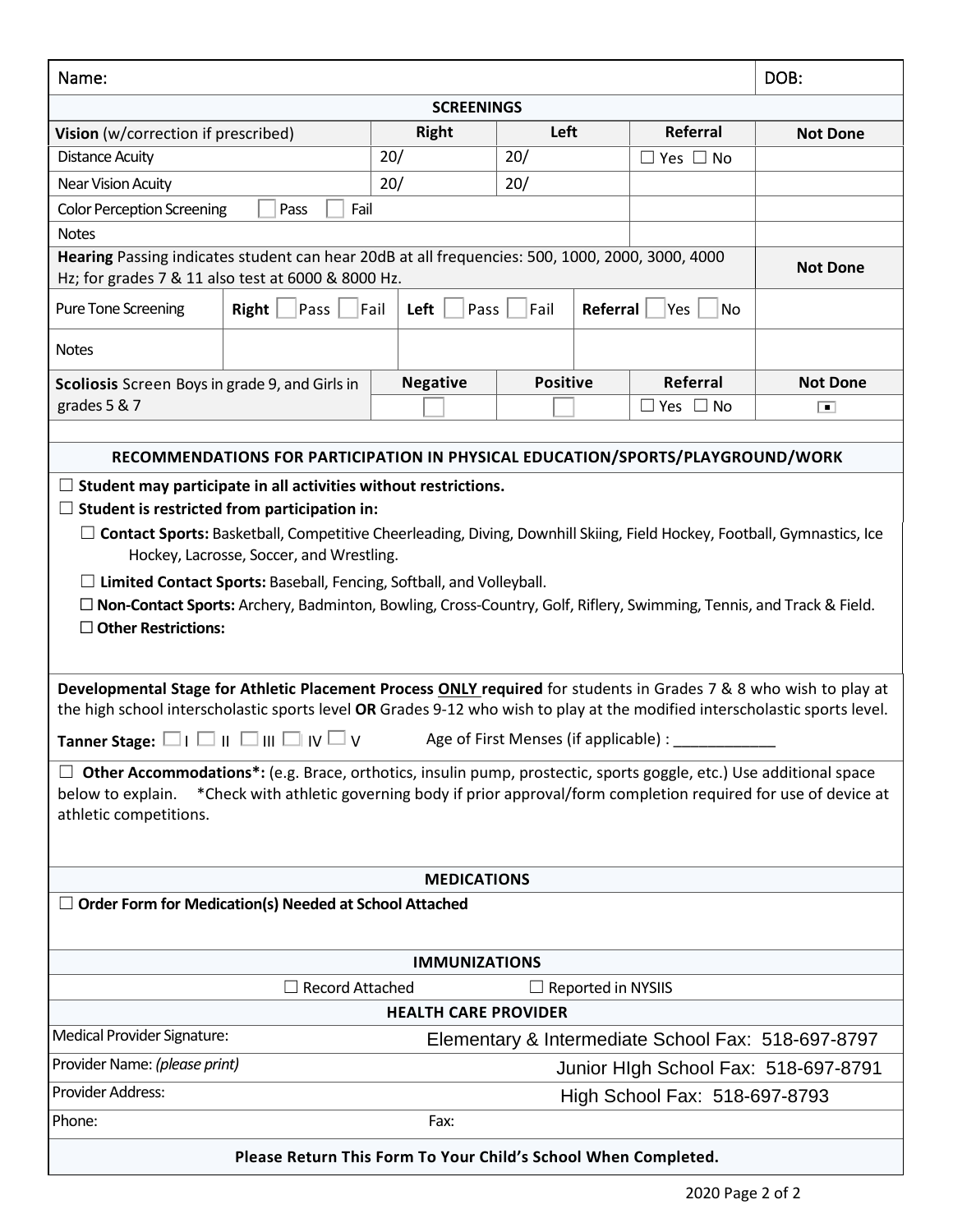| Name: | | | | | DOB: |
|---|---|---|---|---|---|
| **SCREENINGS** | | | | | |
| **Vision** (w/correction if prescribed) | | **Right** | **Left** | **Referral** | **Not Done** |
| Distance Acuity | | 20/ | 20/ | ☐ Yes ☐ No | |
| Near Vision Acuity | | 20/ | 20/ | | |
| Color Perception Screening ☐ Pass ☐ Fail | | | | | |
| Notes | | | | | |
| **Hearing** Passing indicates student can hear 20dB at all frequencies: 500, 1000, 2000, 3000, 4000 Hz; for grades 7 & 11 also test at 6000 & 8000 Hz. | | | | | **Not Done** |
| Pure Tone Screening | **Right** ☐ Pass ☐ Fail | **Left** ☐ Pass ☐ Fail | | **Referral** ☐ Yes ☐ No | |
| Notes | | | | | |
| **Scoliosis** Screen Boys in grade 9, and Girls in grades 5 & 7 | | **Negative** | **Positive** | **Referral** | **Not Done** |
| | | ☐ | ☐ | ☐ Yes ☐ No | ▣ |

## RECOMMENDATIONS FOR PARTICIPATION IN PHYSICAL EDUCATION/SPORTS/PLAYGROUND/WORK

☐ **Student may participate in all activities without restrictions.**

☐ **Student is restricted from participation in:**

- ☐ **Contact Sports:** Basketball, Competitive Cheerleading, Diving, Downhill Skiing, Field Hockey, Football, Gymnastics, Ice Hockey, Lacrosse, Soccer, and Wrestling.
- ☐ **Limited Contact Sports:** Baseball, Fencing, Softball, and Volleyball.
- ☐ **Non-Contact Sports:** Archery, Badminton, Bowling, Cross-Country, Golf, Riflery, Swimming, Tennis, and Track & Field.
- ☐ **Other Restrictions:**

**Developmental Stage for Athletic Placement Process ONLY required** for students in Grades 7 & 8 who wish to play at the high school interscholastic sports level **OR** Grades 9-12 who wish to play at the modified interscholastic sports level.

**Tanner Stage:** ☐ I ☐ II ☐ III ☐ IV ☐ V     Age of First Menses (if applicable) : ____________

☐ **Other Accommodations\*:** (e.g. Brace, orthotics, insulin pump, prostectic, sports goggle, etc.) Use additional space below to explain. \*Check with athletic governing body if prior approval/form completion required for use of device at athletic competitions.

## MEDICATIONS

☐ **Order Form for Medication(s) Needed at School Attached**

## IMMUNIZATIONS

☐ Record Attached     ☐ Reported in NYSIIS

## HEALTH CARE PROVIDER

| | |
|---|---|
| Medical Provider Signature: | Elementary & Intermediate School Fax: 518-697-8797 |
| Provider Name: *(please print)* | Junior HIgh School Fax: 518-697-8791 |
| Provider Address: | High School Fax: 518-697-8793 |
| Phone: | Fax: |

**Please Return This Form To Your Child's School When Completed.**

2020